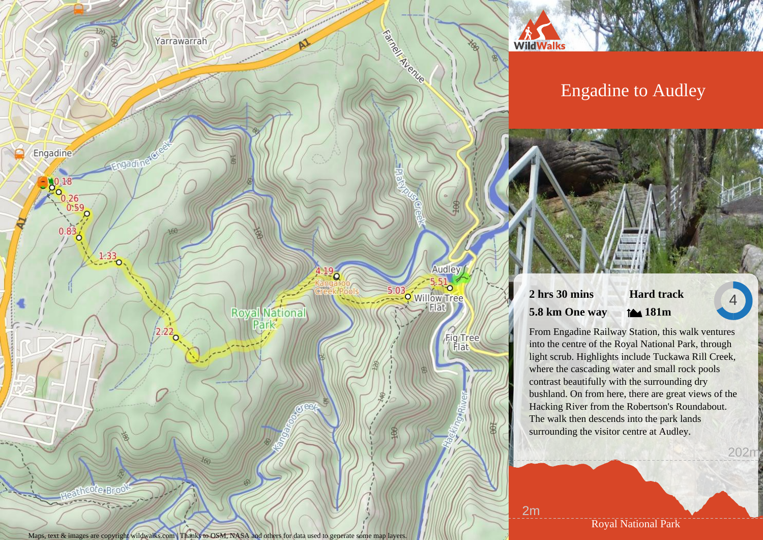# Engadine to Audley

**2 hrs 30 mins** | **Hard track** | 4

**5.8 km One way** | 181m

From Engadine Railway Station, this walk ventures into the centre of the Royal National Park, through light scrub. Highlights include Tuckawa Rill Creek, where the cascading water and small rock pools contrast beautifully with the surrounding dry bushland. On from here, there are great views of the Hacking River from the Robertson's Roundabout. The walk then descends into the park lands surrounding the visitor centre at Audley.

202m

2m

Royal National Park

Maps, text & images are copyright wildwalks.com | Thanks to OSM, NASA and others for data used to generate some map layers.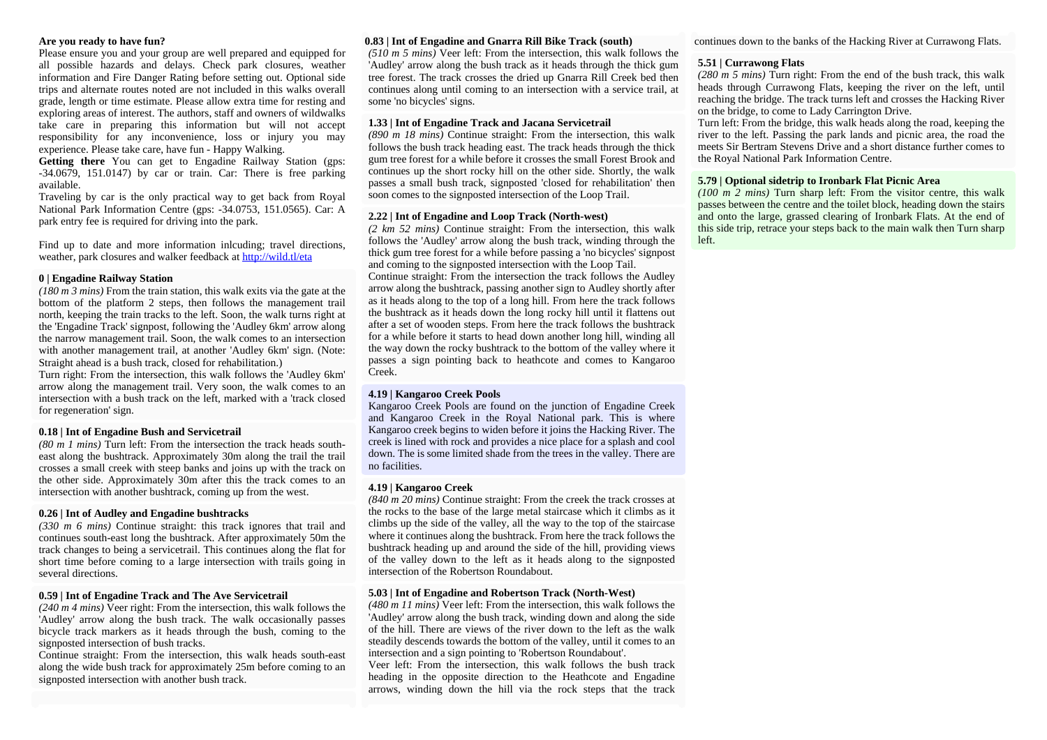**Are you ready to have fun?**
Please ensure you and your group are well prepared and equipped for all possible hazards and delays. Check park closures, weather information and Fire Danger Rating before setting out. Optional side trips and alternate routes noted are not included in this walks overall grade, length or time estimate. Please allow extra time for resting and exploring areas of interest. The authors, staff and owners of wildwalks take care in preparing this information but will not accept responsibility for any inconvenience, loss or injury you may experience. Please take care, have fun - Happy Walking.

**Getting there** You can get to Engadine Railway Station (gps: -34.0679, 151.0147) by car or train. Car: There is free parking available.

Traveling by car is the only practical way to get back from Royal National Park Information Centre (gps: -34.0753, 151.0565). Car: A park entry fee is required for driving into the park.

Find up to date and more information inlcuding; travel directions, weather, park closures and walker feedback at http://wild.tl/eta

**0 | Engadine Railway Station**
*(180 m 3 mins)* From the train station, this walk exits via the gate at the bottom of the platform 2 steps, then follows the management trail north, keeping the train tracks to the left. Soon, the walk turns right at the 'Engadine Track' signpost, following the 'Audley 6km' arrow along the narrow management trail. Soon, the walk comes to an intersection with another management trail, at another 'Audley 6km' sign. (Note: Straight ahead is a bush track, closed for rehabilitation.)
Turn right: From the intersection, this walk follows the 'Audley 6km' arrow along the management trail. Very soon, the walk comes to an intersection with a bush track on the left, marked with a 'track closed for regeneration' sign.

**0.18 | Int of Engadine Bush and Servicetrail**
*(80 m 1 mins)* Turn left: From the intersection the track heads south-east along the bushtrack. Approximately 30m along the trail the trail crosses a small creek with steep banks and joins up with the track on the other side. Approximately 30m after this the track comes to an intersection with another bushtrack, coming up from the west.

**0.26 | Int of Audley and Engadine bushtracks**
*(330 m 6 mins)* Continue straight: this track ignores that trail and continues south-east long the bushtrack. After approximately 50m the track changes to being a servicetrail. This continues along the flat for short time before coming to a large intersection with trails going in several directions.

**0.59 | Int of Engadine Track and The Ave Servicetrail**
*(240 m 4 mins)* Veer right: From the intersection, this walk follows the 'Audley' arrow along the bush track. The walk occasionally passes bicycle track markers as it heads through the bush, coming to the signposted intersection of bush tracks.
Continue straight: From the intersection, this walk heads south-east along the wide bush track for approximately 25m before coming to an signposted intersection with another bush track.

**0.83 | Int of Engadine and Gnarra Rill Bike Track (south)**
*(510 m 5 mins)* Veer left: From the intersection, this walk follows the 'Audley' arrow along the bush track as it heads through the thick gum tree forest. The track crosses the dried up Gnarra Rill Creek bed then continues along until coming to an intersection with a service trail, at some 'no bicycles' signs.

**1.33 | Int of Engadine Track and Jacana Servicetrail**
*(890 m 18 mins)* Continue straight: From the intersection, this walk follows the bush track heading east. The track heads through the thick gum tree forest for a while before it crosses the small Forest Brook and continues up the short rocky hill on the other side. Shortly, the walk passes a small bush track, signposted 'closed for rehabilitation' then soon comes to the signposted intersection of the Loop Trail.

**2.22 | Int of Engadine and Loop Track (North-west)**
*(2 km 52 mins)* Continue straight: From the intersection, this walk follows the 'Audley' arrow along the bush track, winding through the thick gum tree forest for a while before passing a 'no bicycles' signpost and coming to the signposted intersection with the Loop Tail.
Continue straight: From the intersection the track follows the Audley arrow along the bushtrack, passing another sign to Audley shortly after as it heads along to the top of a long hill. From here the track follows the bushtrack as it heads down the long rocky hill until it flattens out after a set of wooden steps. From here the track follows the bushtrack for a while before it starts to head down another long hill, winding all the way down the rocky bushtrack to the bottom of the valley where it passes a sign pointing back to heathcote and comes to Kangaroo Creek.

**4.19 | Kangaroo Creek Pools**
Kangaroo Creek Pools are found on the junction of Engadine Creek and Kangaroo Creek in the Royal National park. This is where Kangaroo creek begins to widen before it joins the Hacking River. The creek is lined with rock and provides a nice place for a splash and cool down. The is some limited shade from the trees in the valley. There are no facilities.

**4.19 | Kangaroo Creek**
*(840 m 20 mins)* Continue straight: From the creek the track crosses at the rocks to the base of the large metal staircase which it climbs as it climbs up the side of the valley, all the way to the top of the staircase where it continues along the bushtrack. From here the track follows the bushtrack heading up and around the side of the hill, providing views of the valley down to the left as it heads along to the signposted intersection of the Robertson Roundabout.

**5.03 | Int of Engadine and Robertson Track (North-West)**
*(480 m 11 mins)* Veer left: From the intersection, this walk follows the 'Audley' arrow along the bush track, winding down and along the side of the hill. There are views of the river down to the left as the walk steadily descends towards the bottom of the valley, until it comes to an intersection and a sign pointing to 'Robertson Roundabout'.
Veer left: From the intersection, this walk follows the bush track heading in the opposite direction to the Heathcote and Engadine arrows, winding down the hill via the rock steps that the track continues down to the banks of the Hacking River at Currawong Flats.

**5.51 | Currawong Flats**
*(280 m 5 mins)* Turn right: From the end of the bush track, this walk heads through Currawong Flats, keeping the river on the left, until reaching the bridge. The track turns left and crosses the Hacking River on the bridge, to come to Lady Carrington Drive.
Turn left: From the bridge, this walk heads along the road, keeping the river to the left. Passing the park lands and picnic area, the road the meets Sir Bertram Stevens Drive and a short distance further comes to the Royal National Park Information Centre.

**5.79 | Optional sidetrip to Ironbark Flat Picnic Area**
*(100 m 2 mins)* Turn sharp left: From the visitor centre, this walk passes between the centre and the toilet block, heading down the stairs and onto the large, grassed clearing of Ironbark Flats. At the end of this side trip, retrace your steps back to the main walk then Turn sharp left.